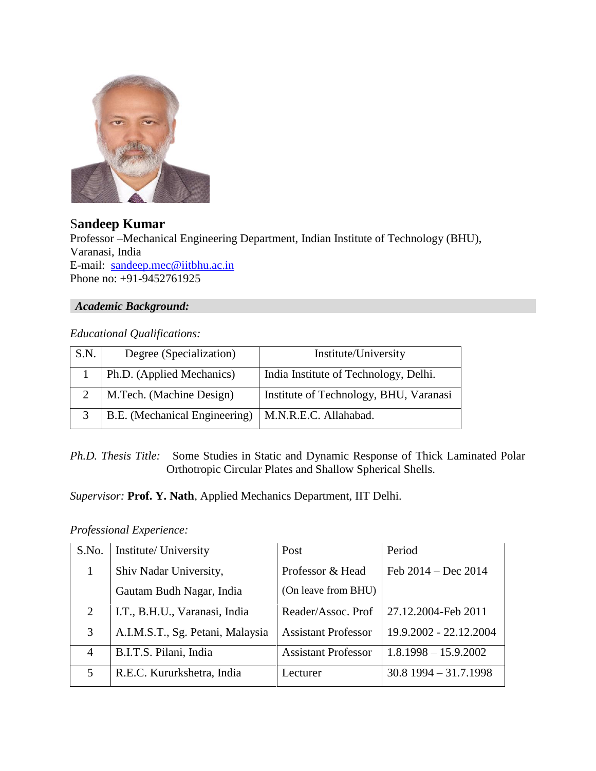# Sandeep Kumar

Professor –Mechanical Engineering Department, Indian Institute of Technology (BHU), Varanasi, India
E-mail: [sandeep.mec@iitbhu.ac.in](mailto:sandeep.mec@iitbhu.ac.in)
Phone no: +91-9452761925

## *Academic Background:*

*Educational Qualifications:*

| S.N. | Degree (Specialization) | Institute/University |
|---|---|---|
| 1 | Ph.D. (Applied Mechanics) | India Institute of Technology, Delhi. |
| 2 | M.Tech. (Machine Design) | Institute of Technology, BHU, Varanasi |
| 3 | B.E. (Mechanical Engineering) | M.N.R.E.C. Allahabad. |

*Ph.D. Thesis Title:* Some Studies in Static and Dynamic Response of Thick Laminated Polar Orthotropic Circular Plates and Shallow Spherical Shells.

*Supervisor:* **Prof. Y. Nath**, Applied Mechanics Department, IIT Delhi.

*Professional Experience:*

| S.No. | Institute/ University | Post | Period |
|---|---|---|---|
| 1 | Shiv Nadar University, Gautam Budh Nagar, India | Professor & Head (On leave from BHU) | Feb 2014 – Dec 2014 |
| 2 | I.T., B.H.U., Varanasi, India | Reader/Assoc. Prof | 27.12.2004-Feb 2011 |
| 3 | A.I.M.S.T., Sg. Petani, Malaysia | Assistant Professor | 19.9.2002 - 22.12.2004 |
| 4 | B.I.T.S. Pilani, India | Assistant Professor | 1.8.1998 – 15.9.2002 |
| 5 | R.E.C. Kururkshetra, India | Lecturer | 30.8 1994 – 31.7.1998 |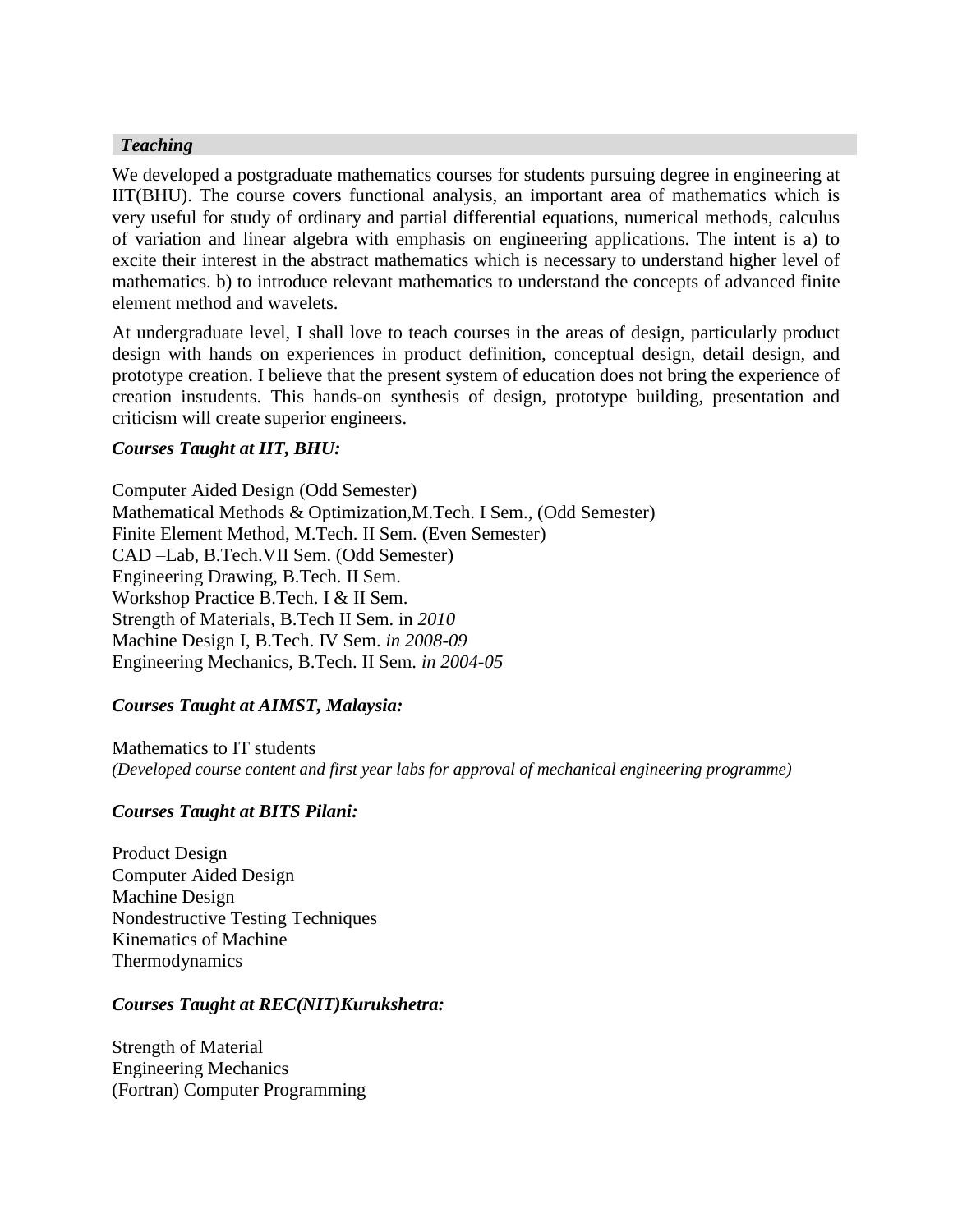## *Teaching*

We developed a postgraduate mathematics courses for students pursuing degree in engineering at IIT(BHU). The course covers functional analysis, an important area of mathematics which is very useful for study of ordinary and partial differential equations, numerical methods, calculus of variation and linear algebra with emphasis on engineering applications. The intent is a) to excite their interest in the abstract mathematics which is necessary to understand higher level of mathematics. b) to introduce relevant mathematics to understand the concepts of advanced finite element method and wavelets.

At undergraduate level, I shall love to teach courses in the areas of design, particularly product design with hands on experiences in product definition, conceptual design, detail design, and prototype creation. I believe that the present system of education does not bring the experience of creation instudents. This hands-on synthesis of design, prototype building, presentation and criticism will create superior engineers.

### *Courses Taught at IIT, BHU:*

Computer Aided Design (Odd Semester)
Mathematical Methods & Optimization,M.Tech. I Sem., (Odd Semester)
Finite Element Method, M.Tech. II Sem. (Even Semester)
CAD –Lab, B.Tech.VII Sem. (Odd Semester)
Engineering Drawing, B.Tech. II Sem.
Workshop Practice B.Tech. I & II Sem.
Strength of Materials, B.Tech II Sem. in *2010*
Machine Design I, B.Tech. IV Sem. *in 2008-09*
Engineering Mechanics, B.Tech. II Sem. *in 2004-05*

### *Courses Taught at AIMST, Malaysia:*

Mathematics to IT students
*(Developed course content and first year labs for approval of mechanical engineering programme)*

### *Courses Taught at BITS Pilani:*

Product Design
Computer Aided Design
Machine Design
Nondestructive Testing Techniques
Kinematics of Machine
Thermodynamics

### *Courses Taught at REC(NIT)Kurukshetra:*

Strength of Material
Engineering Mechanics
(Fortran) Computer Programming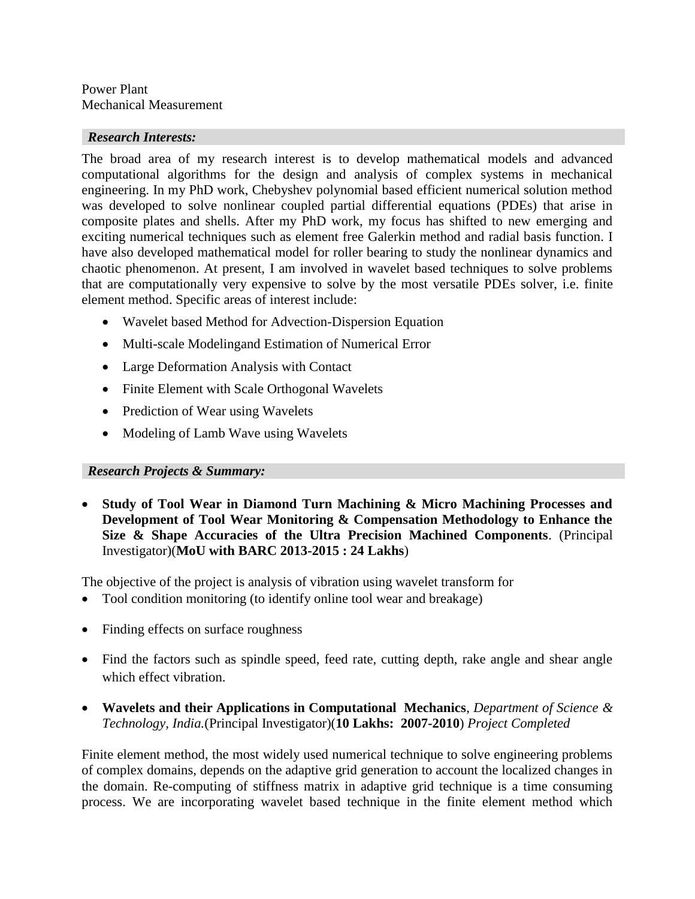Power Plant
Mechanical Measurement

## *Research Interests:*

The broad area of my research interest is to develop mathematical models and advanced computational algorithms for the design and analysis of complex systems in mechanical engineering. In my PhD work, Chebyshev polynomial based efficient numerical solution method was developed to solve nonlinear coupled partial differential equations (PDEs) that arise in composite plates and shells. After my PhD work, my focus has shifted to new emerging and exciting numerical techniques such as element free Galerkin method and radial basis function. I have also developed mathematical model for roller bearing to study the nonlinear dynamics and chaotic phenomenon. At present, I am involved in wavelet based techniques to solve problems that are computationally very expensive to solve by the most versatile PDEs solver, i.e. finite element method. Specific areas of interest include:

- Wavelet based Method for Advection-Dispersion Equation
- Multi-scale Modelingand Estimation of Numerical Error
- Large Deformation Analysis with Contact
- Finite Element with Scale Orthogonal Wavelets
- Prediction of Wear using Wavelets
- Modeling of Lamb Wave using Wavelets

## *Research Projects & Summary:*

- **Study of Tool Wear in Diamond Turn Machining & Micro Machining Processes and Development of Tool Wear Monitoring & Compensation Methodology to Enhance the Size & Shape Accuracies of the Ultra Precision Machined Components**. (Principal Investigator)(**MoU with BARC 2013-2015 : 24 Lakhs**)

The objective of the project is analysis of vibration using wavelet transform for

- Tool condition monitoring (to identify online tool wear and breakage)
- Finding effects on surface roughness
- Find the factors such as spindle speed, feed rate, cutting depth, rake angle and shear angle which effect vibration.

- **Wavelets and their Applications in Computational Mechanics**, *Department of Science & Technology, India.*(Principal Investigator)(**10 Lakhs: 2007-2010**) *Project Completed*

Finite element method, the most widely used numerical technique to solve engineering problems of complex domains, depends on the adaptive grid generation to account the localized changes in the domain. Re-computing of stiffness matrix in adaptive grid technique is a time consuming process. We are incorporating wavelet based technique in the finite element method which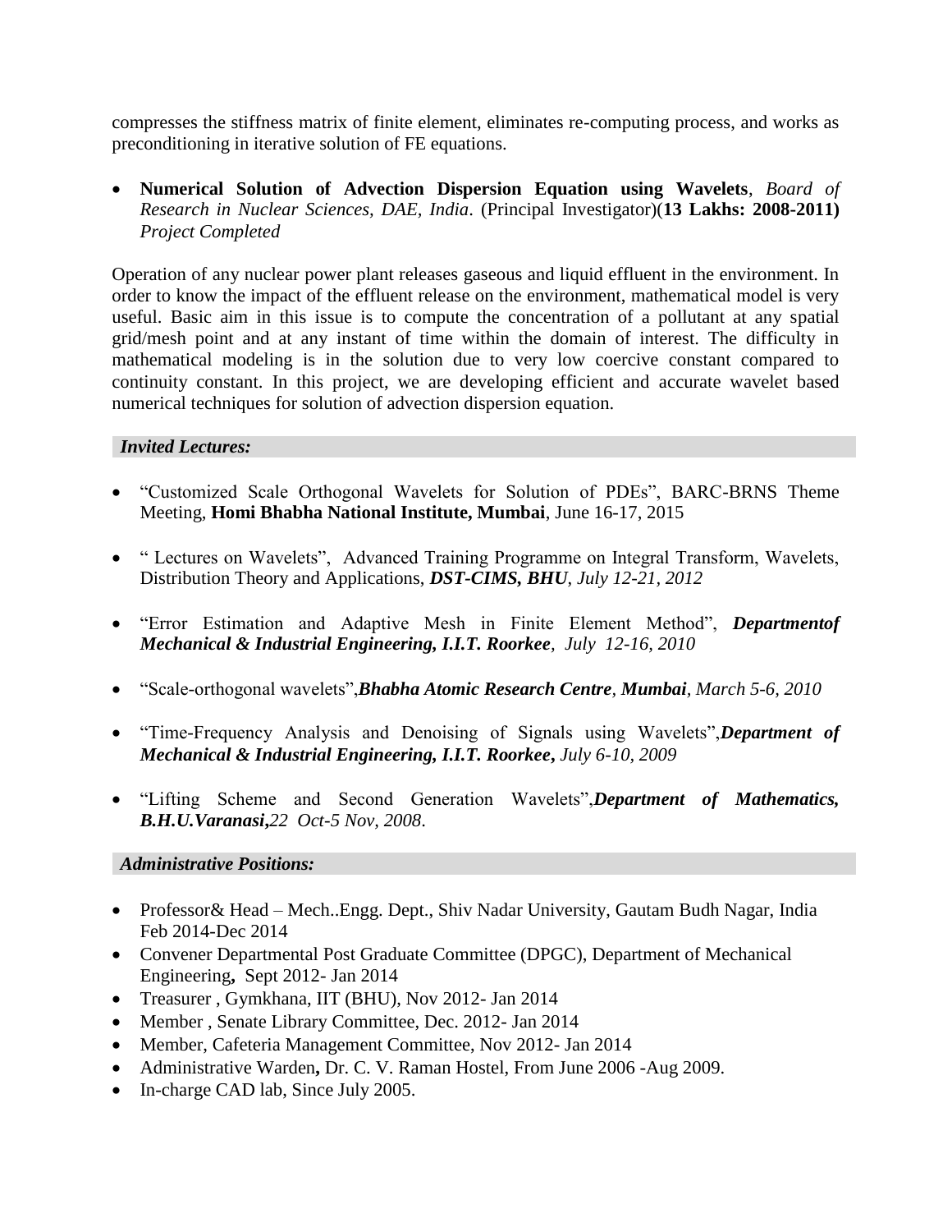compresses the stiffness matrix of finite element, eliminates re-computing process, and works as preconditioning in iterative solution of FE equations.

- **Numerical Solution of Advection Dispersion Equation using Wavelets**, *Board of Research in Nuclear Sciences, DAE, India*. (Principal Investigator)(**13 Lakhs: 2008-2011)** *Project Completed*

Operation of any nuclear power plant releases gaseous and liquid effluent in the environment. In order to know the impact of the effluent release on the environment, mathematical model is very useful. Basic aim in this issue is to compute the concentration of a pollutant at any spatial grid/mesh point and at any instant of time within the domain of interest. The difficulty in mathematical modeling is in the solution due to very low coercive constant compared to continuity constant. In this project, we are developing efficient and accurate wavelet based numerical techniques for solution of advection dispersion equation.

### *Invited Lectures:*

- "Customized Scale Orthogonal Wavelets for Solution of PDEs", BARC-BRNS Theme Meeting, **Homi Bhabha National Institute, Mumbai**, June 16-17, 2015

- " Lectures on Wavelets", Advanced Training Programme on Integral Transform, Wavelets, Distribution Theory and Applications, ***DST-CIMS, BHU***, *July 12-21, 2012*

- "Error Estimation and Adaptive Mesh in Finite Element Method", ***Departmentof Mechanical & Industrial Engineering, I.I.T. Roorkee***, *July 12-16, 2010*

- "Scale-orthogonal wavelets",***Bhabha Atomic Research Centre***, ***Mumbai***, *March 5-6, 2010*

- "Time-Frequency Analysis and Denoising of Signals using Wavelets",***Department of Mechanical & Industrial Engineering, I.I.T. Roorkee***, *July 6-10, 2009*

- "Lifting Scheme and Second Generation Wavelets",***Department of Mathematics, B.H.U.Varanasi***,*22 Oct-5 Nov, 2008*.

### *Administrative Positions:*

- Professor& Head – Mech..Engg. Dept., Shiv Nadar University, Gautam Budh Nagar, India Feb 2014-Dec 2014
- Convener Departmental Post Graduate Committee (DPGC), Department of Mechanical Engineering**,** Sept 2012- Jan 2014
- Treasurer , Gymkhana, IIT (BHU), Nov 2012- Jan 2014
- Member , Senate Library Committee, Dec. 2012- Jan 2014
- Member, Cafeteria Management Committee, Nov 2012- Jan 2014
- Administrative Warden**,** Dr. C. V. Raman Hostel, From June 2006 -Aug 2009.
- In-charge CAD lab, Since July 2005.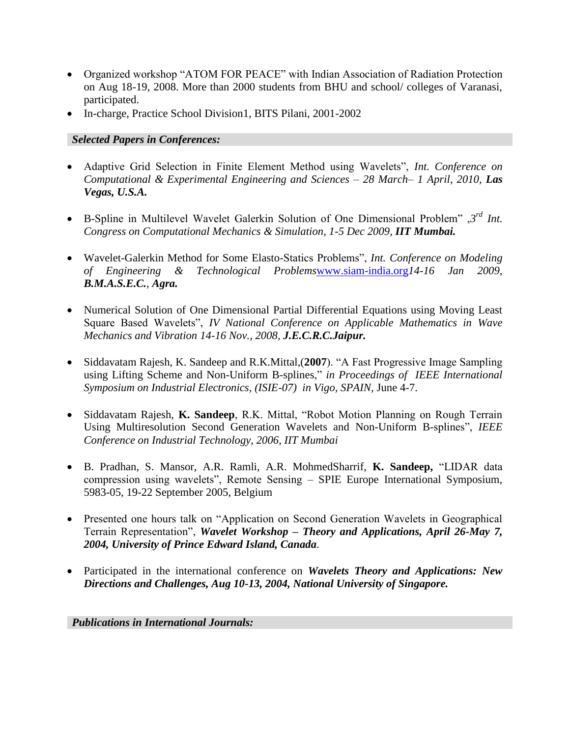- Organized workshop "ATOM FOR PEACE" with Indian Association of Radiation Protection on Aug 18-19, 2008. More than 2000 students from BHU and school/ colleges of Varanasi, participated.
- In-charge, Practice School Division1, BITS Pilani, 2001-2002

### *Selected Papers in Conferences:*

- Adaptive Grid Selection in Finite Element Method using Wavelets", *Int. Conference on Computational & Experimental Engineering and Sciences – 28 March– 1 April, 2010,* ***Las Vegas, U.S.A.***

- B-Spline in Multilevel Wavelet Galerkin Solution of One Dimensional Problem" *,3rd Int. Congress on Computational Mechanics & Simulation, 1-5 Dec 2009,* ***IIT Mumbai.***

- Wavelet-Galerkin Method for Some Elasto-Statics Problems", *Int. Conference on Modeling of Engineering & Technological Problems*www.siam-india.org*14-16 Jan 2009,* ***B.M.A.S.E.C., Agra.***

- Numerical Solution of One Dimensional Partial Differential Equations using Moving Least Square Based Wavelets", *IV National Conference on Applicable Mathematics in Wave Mechanics and Vibration 14-16 Nov., 2008,* ***J.E.C.R.C.Jaipur.***

- Siddavatam Rajesh, K. Sandeep and R.K.Mittal,(**2007**). "A Fast Progressive Image Sampling using Lifting Scheme and Non-Uniform B-splines," *in Proceedings of IEEE International Symposium on Industrial Electronics, (ISIE-07) in Vigo, SPAIN,* June 4-7.

- Siddavatam Rajesh, **K. Sandeep**, R.K. Mittal, "Robot Motion Planning on Rough Terrain Using Multiresolution Second Generation Wavelets and Non-Uniform B-splines", *IEEE Conference on Industrial Technology, 2006, IIT Mumbai*

- B. Pradhan, S. Mansor, A.R. Ramli, A.R. MohmedSharrif, **K. Sandeep,** "LIDAR data compression using wavelets", Remote Sensing – SPIE Europe International Symposium, 5983-05, 19-22 September 2005, Belgium

- Presented one hours talk on "Application on Second Generation Wavelets in Geographical Terrain Representation", ***Wavelet Workshop – Theory and Applications, April 26-May 7, 2004, University of Prince Edward Island, Canada***.

- Participated in the international conference on ***Wavelets Theory and Applications: New Directions and Challenges, Aug 10-13, 2004, National University of Singapore.***

### *Publications in International Journals:*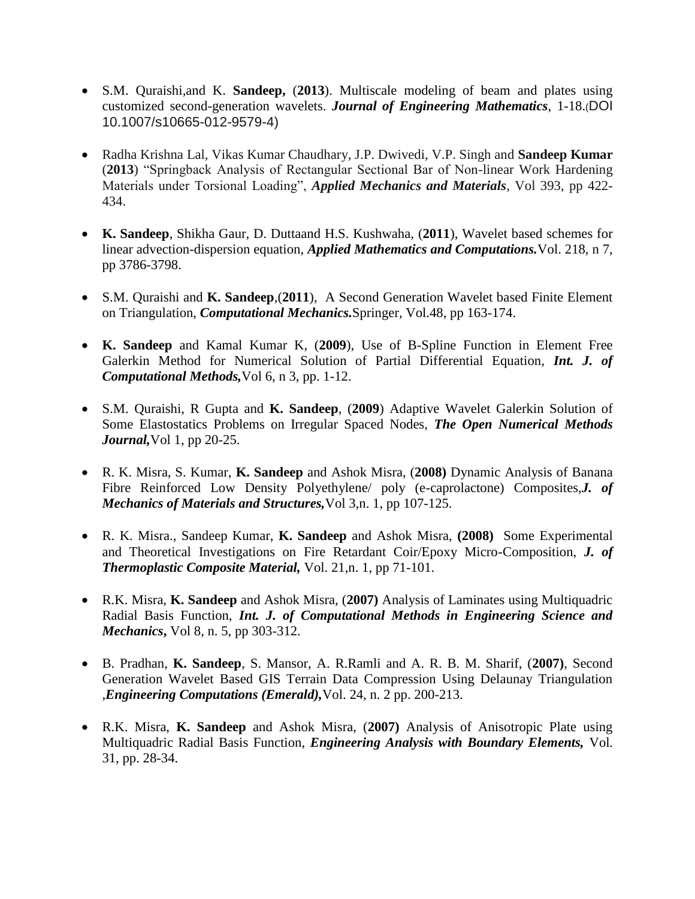- S.M. Quraishi,and K. **Sandeep,** (**2013**). Multiscale modeling of beam and plates using customized second-generation wavelets. ***Journal of Engineering Mathematics***, 1-18.(DOI 10.1007/s10665-012-9579-4)

- Radha Krishna Lal, Vikas Kumar Chaudhary, J.P. Dwivedi, V.P. Singh and **Sandeep Kumar** (**2013**) "Springback Analysis of Rectangular Sectional Bar of Non-linear Work Hardening Materials under Torsional Loading", ***Applied Mechanics and Materials***, Vol 393, pp 422-434.

- **K. Sandeep**, Shikha Gaur, D. Duttaand H.S. Kushwaha, (**2011**), Wavelet based schemes for linear advection-dispersion equation, ***Applied Mathematics and Computations.***Vol. 218, n 7, pp 3786-3798.

- S.M. Quraishi and **K. Sandeep**,(**2011**), A Second Generation Wavelet based Finite Element on Triangulation, ***Computational Mechanics.***Springer, Vol.48, pp 163-174.

- **K. Sandeep** and Kamal Kumar K, (**2009**), Use of B-Spline Function in Element Free Galerkin Method for Numerical Solution of Partial Differential Equation, ***Int. J. of Computational Methods,***Vol 6, n 3, pp. 1-12.

- S.M. Quraishi, R Gupta and **K. Sandeep**, (**2009**) Adaptive Wavelet Galerkin Solution of Some Elastostatics Problems on Irregular Spaced Nodes, ***The Open Numerical Methods Journal,***Vol 1, pp 20-25.

- R. K. Misra, S. Kumar, **K. Sandeep** and Ashok Misra, (**2008)** Dynamic Analysis of Banana Fibre Reinforced Low Density Polyethylene/ poly (e-caprolactone) Composites,***J. of Mechanics of Materials and Structures,***Vol 3,n. 1, pp 107-125.

- R. K. Misra., Sandeep Kumar, **K. Sandeep** and Ashok Misra, **(2008)** Some Experimental and Theoretical Investigations on Fire Retardant Coir/Epoxy Micro-Composition, ***J. of Thermoplastic Composite Material,*** Vol. 21,n. 1, pp 71-101.

- R.K. Misra, **K. Sandeep** and Ashok Misra, (**2007)** Analysis of Laminates using Multiquadric Radial Basis Function, ***Int. J. of Computational Methods in Engineering Science and Mechanics*****,** Vol 8, n. 5, pp 303-312.

- B. Pradhan, **K. Sandeep**, S. Mansor, A. R.Ramli and A. R. B. M. Sharif, (**2007)**, Second Generation Wavelet Based GIS Terrain Data Compression Using Delaunay Triangulation ,***Engineering Computations (Emerald),***Vol. 24, n. 2 pp. 200-213.

- R.K. Misra, **K. Sandeep** and Ashok Misra, (**2007)** Analysis of Anisotropic Plate using Multiquadric Radial Basis Function, ***Engineering Analysis with Boundary Elements,*** Vol. 31, pp. 28-34.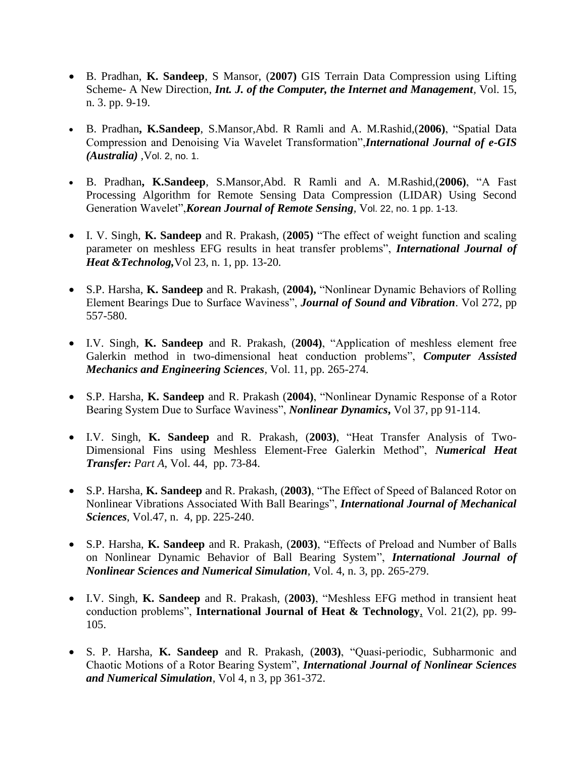- B. Pradhan, **K. Sandeep**, S Mansor, (**2007)** GIS Terrain Data Compression using Lifting Scheme- A New Direction, ***Int. J. of the Computer, the Internet and Management***, Vol. 15, n. 3. pp. 9-19.

- B. Pradhan**, K.Sandeep**, S.Mansor,Abd. R Ramli and A. M.Rashid,(**2006)**, "Spatial Data Compression and Denoising Via Wavelet Transformation",***International Journal of e-GIS (Australia)*** ,Vol. 2, no. 1.

- B. Pradhan**, K.Sandeep**, S.Mansor,Abd. R Ramli and A. M.Rashid,(**2006)**, "A Fast Processing Algorithm for Remote Sensing Data Compression (LIDAR) Using Second Generation Wavelet",***Korean Journal of Remote Sensing***, Vol. 22, no. 1 pp. 1-13.

- I. V. Singh, **K. Sandeep** and R. Prakash, (**2005)** "The effect of weight function and scaling parameter on meshless EFG results in heat transfer problems", ***International Journal of Heat &Technolog,***Vol 23, n. 1, pp. 13-20.

- S.P. Harsha, **K. Sandeep** and R. Prakash, (**2004),** "Nonlinear Dynamic Behaviors of Rolling Element Bearings Due to Surface Waviness", ***Journal of Sound and Vibration***. Vol 272, pp 557-580.

- I.V. Singh, **K. Sandeep** and R. Prakash, (**2004)**, "Application of meshless element free Galerkin method in two-dimensional heat conduction problems", ***Computer Assisted Mechanics and Engineering Sciences***, Vol. 11, pp. 265-274.

- S.P. Harsha, **K. Sandeep** and R. Prakash (**2004)**, "Nonlinear Dynamic Response of a Rotor Bearing System Due to Surface Waviness", ***Nonlinear Dynamics,*** Vol 37, pp 91-114.

- I.V. Singh, **K. Sandeep** and R. Prakash, (**2003)**, "Heat Transfer Analysis of Two-Dimensional Fins using Meshless Element-Free Galerkin Method", ***Numerical Heat Transfer:*** *Part A*, Vol. 44, pp. 73-84.

- S.P. Harsha, **K. Sandeep** and R. Prakash, (**2003)**, "The Effect of Speed of Balanced Rotor on Nonlinear Vibrations Associated With Ball Bearings", ***International Journal of Mechanical Sciences***, Vol.47, n. 4, pp. 225-240.

- S.P. Harsha, **K. Sandeep** and R. Prakash, (**2003)**, "Effects of Preload and Number of Balls on Nonlinear Dynamic Behavior of Ball Bearing System", ***International Journal of Nonlinear Sciences and Numerical Simulation***, Vol. 4, n. 3, pp. 265-279.

- I.V. Singh, **K. Sandeep** and R. Prakash, (**2003)**, "Meshless EFG method in transient heat conduction problems", **International Journal of Heat & Technology**, Vol. 21(2), pp. 99-105.

- S. P. Harsha, **K. Sandeep** and R. Prakash, (**2003)**, "Quasi-periodic, Subharmonic and Chaotic Motions of a Rotor Bearing System", ***International Journal of Nonlinear Sciences and Numerical Simulation***, Vol 4, n 3, pp 361-372.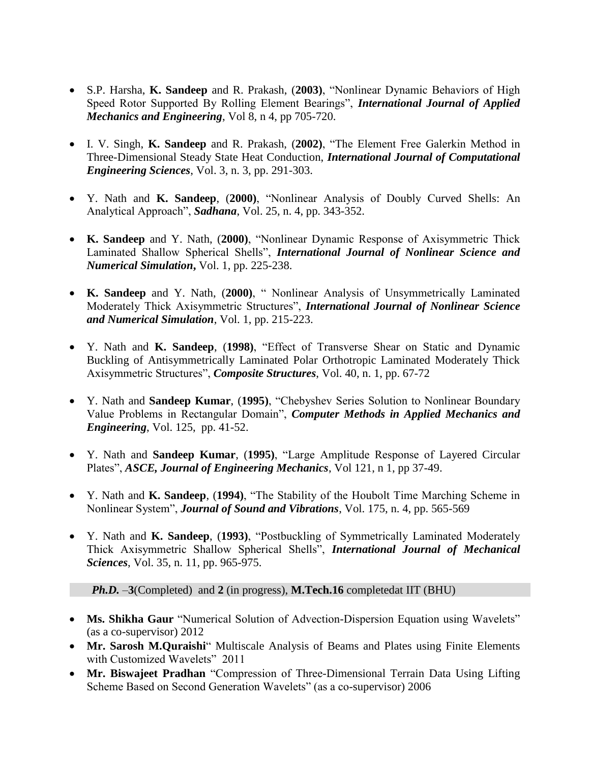- S.P. Harsha, **K. Sandeep** and R. Prakash, (**2003)**, "Nonlinear Dynamic Behaviors of High Speed Rotor Supported By Rolling Element Bearings", ***International Journal of Applied Mechanics and Engineering***, Vol 8, n 4, pp 705-720.

- I. V. Singh, **K. Sandeep** and R. Prakash, (**2002)**, "The Element Free Galerkin Method in Three-Dimensional Steady State Heat Conduction, ***International Journal of Computational Engineering Sciences***, Vol. 3, n. 3, pp. 291-303.

- Y. Nath and **K. Sandeep**, (**2000)**, "Nonlinear Analysis of Doubly Curved Shells: An Analytical Approach", ***Sadhana***, Vol. 25, n. 4, pp. 343-352.

- **K. Sandeep** and Y. Nath, (**2000)**, "Nonlinear Dynamic Response of Axisymmetric Thick Laminated Shallow Spherical Shells", ***International Journal of Nonlinear Science and Numerical Simulation*****,** Vol. 1, pp. 225-238.

- **K. Sandeep** and Y. Nath, (**2000)**, " Nonlinear Analysis of Unsymmetrically Laminated Moderately Thick Axisymmetric Structures", ***International Journal of Nonlinear Science and Numerical Simulation***, Vol. 1, pp. 215-223.

- Y. Nath and **K. Sandeep**, (**1998)**, "Effect of Transverse Shear on Static and Dynamic Buckling of Antisymmetrically Laminated Polar Orthotropic Laminated Moderately Thick Axisymmetric Structures", ***Composite Structures***, Vol. 40, n. 1, pp. 67-72

- Y. Nath and **Sandeep Kumar**, (**1995)**, "Chebyshev Series Solution to Nonlinear Boundary Value Problems in Rectangular Domain", ***Computer Methods in Applied Mechanics and Engineering***, Vol. 125, pp. 41-52.

- Y. Nath and **Sandeep Kumar**, (**1995)**, "Large Amplitude Response of Layered Circular Plates", ***ASCE, Journal of Engineering Mechanics***, Vol 121, n 1, pp 37-49.

- Y. Nath and **K. Sandeep**, (**1994)**, "The Stability of the Houbolt Time Marching Scheme in Nonlinear System", ***Journal of Sound and Vibrations***, Vol. 175, n. 4, pp. 565-569

- Y. Nath and **K. Sandeep**, (**1993)**, "Postbuckling of Symmetrically Laminated Moderately Thick Axisymmetric Shallow Spherical Shells", ***International Journal of Mechanical Sciences***, Vol. 35, n. 11, pp. 965-975.

***Ph.D.*** –**3**(Completed) and **2** (in progress), **M.Tech.16** completedat IIT (BHU)

- **Ms. Shikha Gaur** "Numerical Solution of Advection-Dispersion Equation using Wavelets" (as a co-supervisor) 2012
- **Mr. Sarosh M.Quraishi**" Multiscale Analysis of Beams and Plates using Finite Elements with Customized Wavelets" 2011
- **Mr. Biswajeet Pradhan** "Compression of Three-Dimensional Terrain Data Using Lifting Scheme Based on Second Generation Wavelets" (as a co-supervisor) 2006